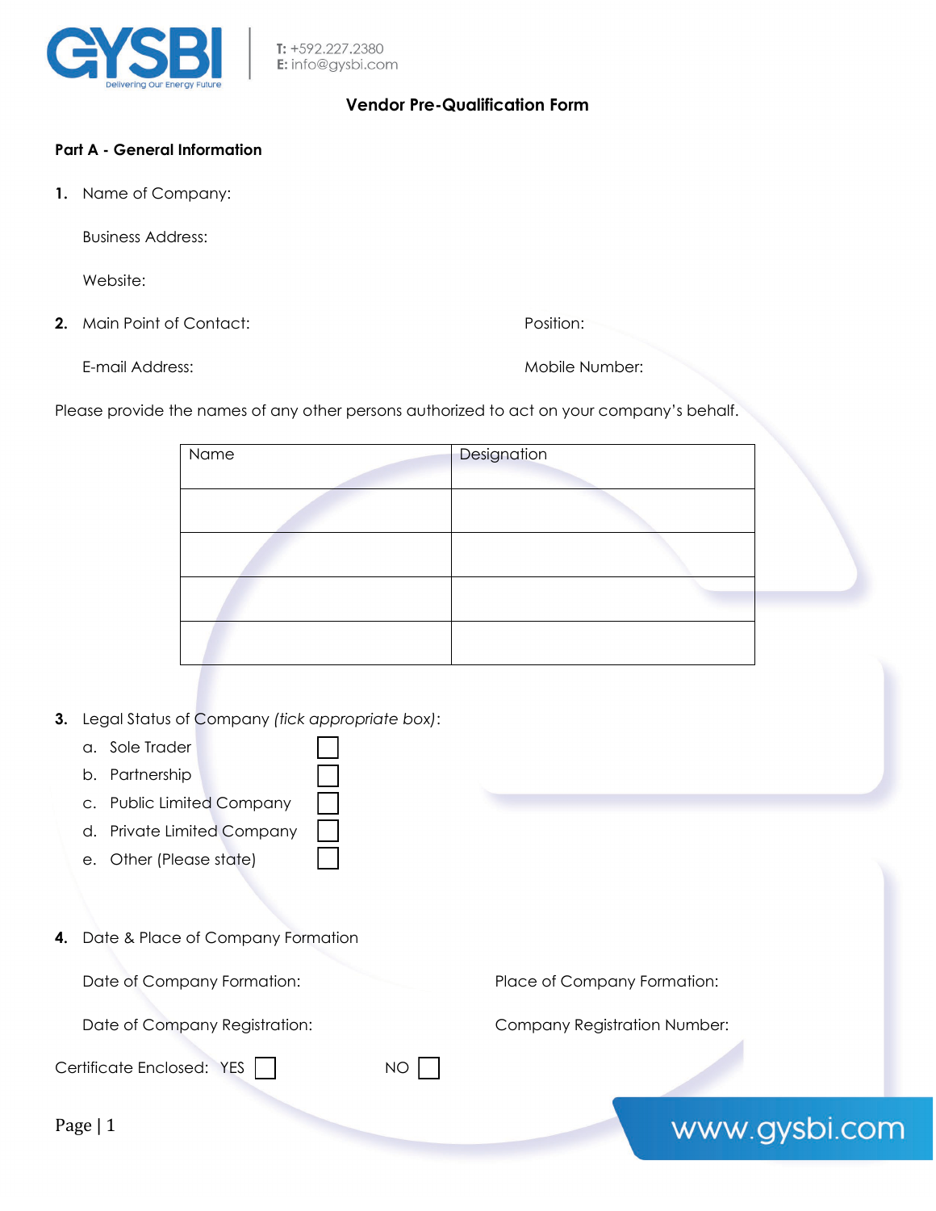GYSBI
Delivering Our Energy Future

**T:** +592.227.2380
**E:** info@gysbi.com

# Vendor Pre-Qualification Form

## Part A - General Information

**1.** Name of Company:

Business Address:

Website:

**2.** Main Point of Contact: Position:

E-mail Address: Mobile Number:

Please provide the names of any other persons authorized to act on your company's behalf.

| Name | Designation |
|---|---|
| | |
| | |
| | |
| | |

**3.** Legal Status of Company *(tick appropriate box)*:

a. Sole Trader ☐
b. Partnership ☐
c. Public Limited Company ☐
d. Private Limited Company ☐
e. Other (Please state) ☐

**4.** Date & Place of Company Formation

Date of Company Formation: Place of Company Formation:

Date of Company Registration: Company Registration Number:

Certificate Enclosed: YES ☐ NO ☐

www.gysbi.com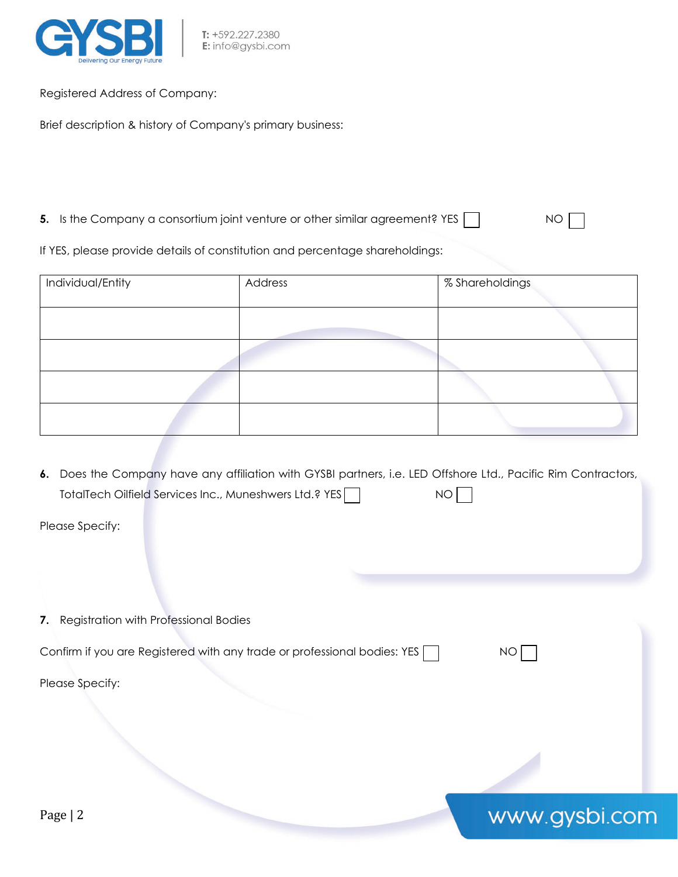Registered Address of Company:

Brief description & history of Company's primary business:

**5.** Is the Company a consortium joint venture or other similar agreement? YES ☐ NO ☐

If YES, please provide details of constitution and percentage shareholdings:

| Individual/Entity | Address | % Shareholdings |
|---|---|---|
| | | |
| | | |
| | | |
| | | |

**6.** Does the Company have any affiliation with GYSBI partners, i.e. LED Offshore Ltd., Pacific Rim Contractors, TotalTech Oilfield Services Inc., Muneshwers Ltd.? YES ☐ NO ☐

Please Specify:

**7.** Registration with Professional Bodies

Confirm if you are Registered with any trade or professional bodies: YES ☐ NO ☐

Please Specify: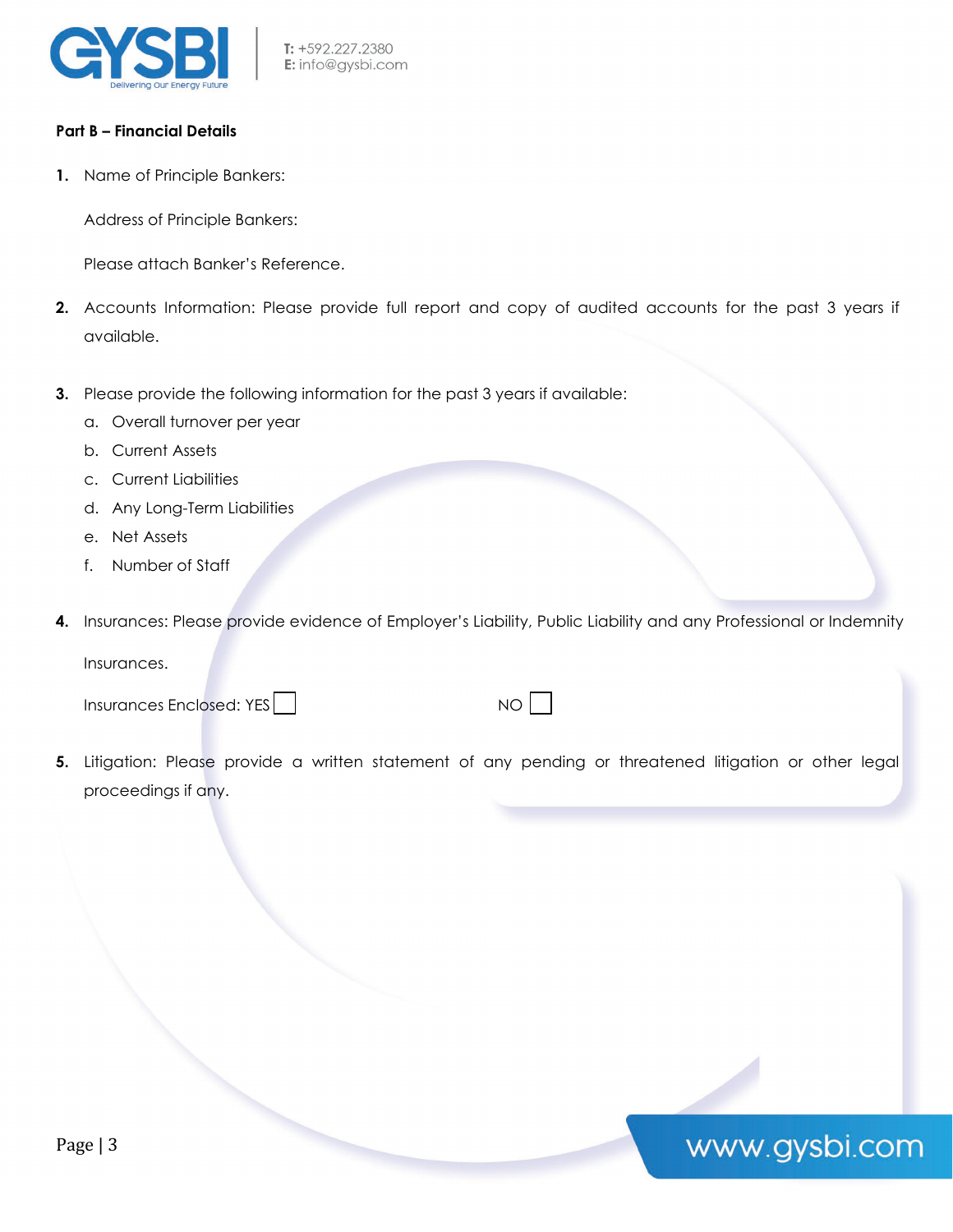**Part B – Financial Details**

1. Name of Principle Bankers:

   Address of Principle Bankers:

   Please attach Banker's Reference.

2. Accounts Information: Please provide full report and copy of audited accounts for the past 3 years if available.

3. Please provide the following information for the past 3 years if available:
   a. Overall turnover per year
   b. Current Assets
   c. Current Liabilities
   d. Any Long-Term Liabilities
   e. Net Assets
   f. Number of Staff

4. Insurances: Please provide evidence of Employer's Liability, Public Liability and any Professional or Indemnity Insurances.

   Insurances Enclosed: YES ☐ NO ☐

5. Litigation: Please provide a written statement of any pending or threatened litigation or other legal proceedings if any.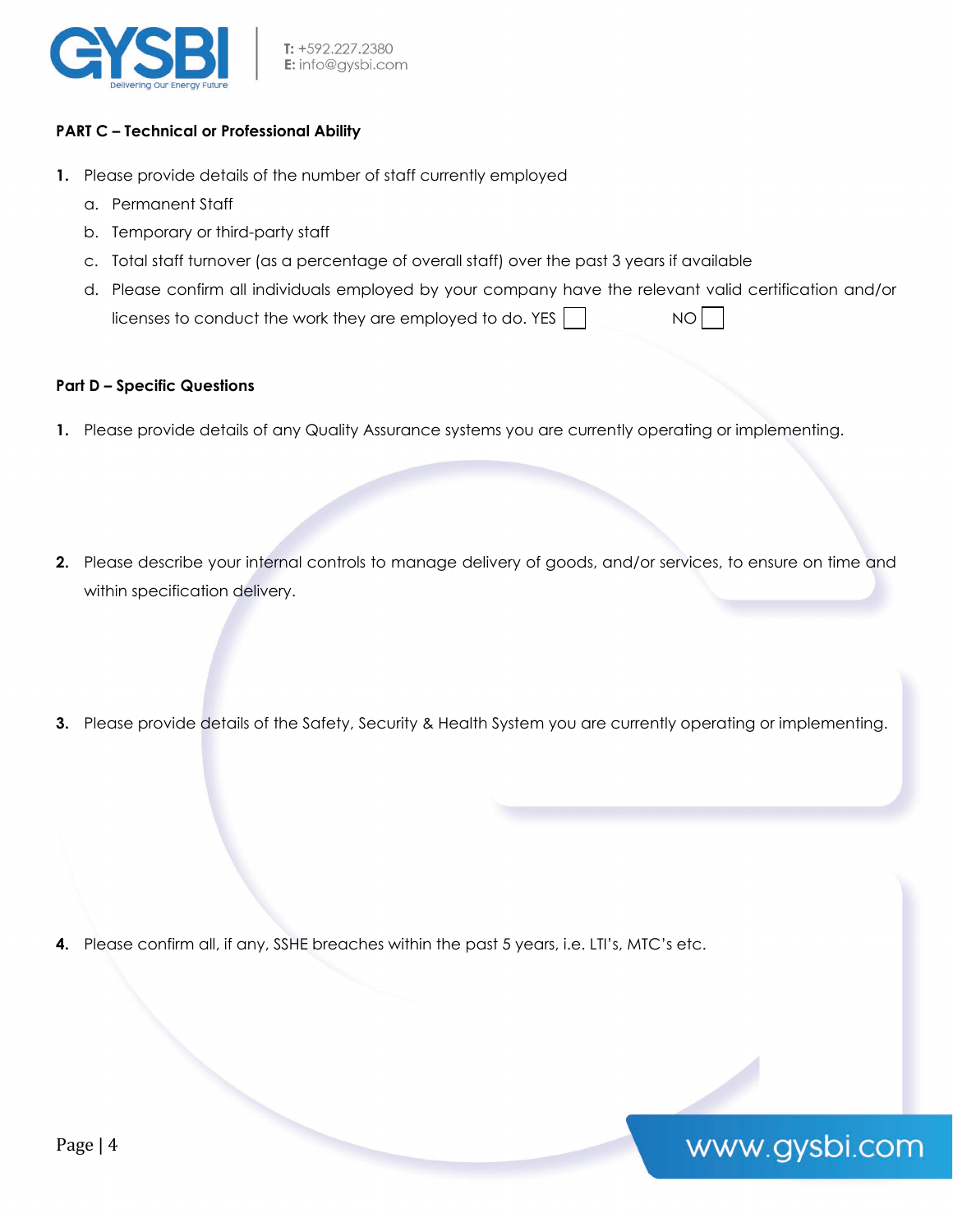**PART C – Technical or Professional Ability**

1. Please provide details of the number of staff currently employed
   a. Permanent Staff
   b. Temporary or third-party staff
   c. Total staff turnover (as a percentage of overall staff) over the past 3 years if available
   d. Please confirm all individuals employed by your company have the relevant valid certification and/or licenses to conduct the work they are employed to do. YES ☐ NO ☐

**Part D – Specific Questions**

1. Please provide details of any Quality Assurance systems you are currently operating or implementing.

2. Please describe your internal controls to manage delivery of goods, and/or services, to ensure on time and within specification delivery.

3. Please provide details of the Safety, Security & Health System you are currently operating or implementing.

4. Please confirm all, if any, SSHE breaches within the past 5 years, i.e. LTI's, MTC's etc.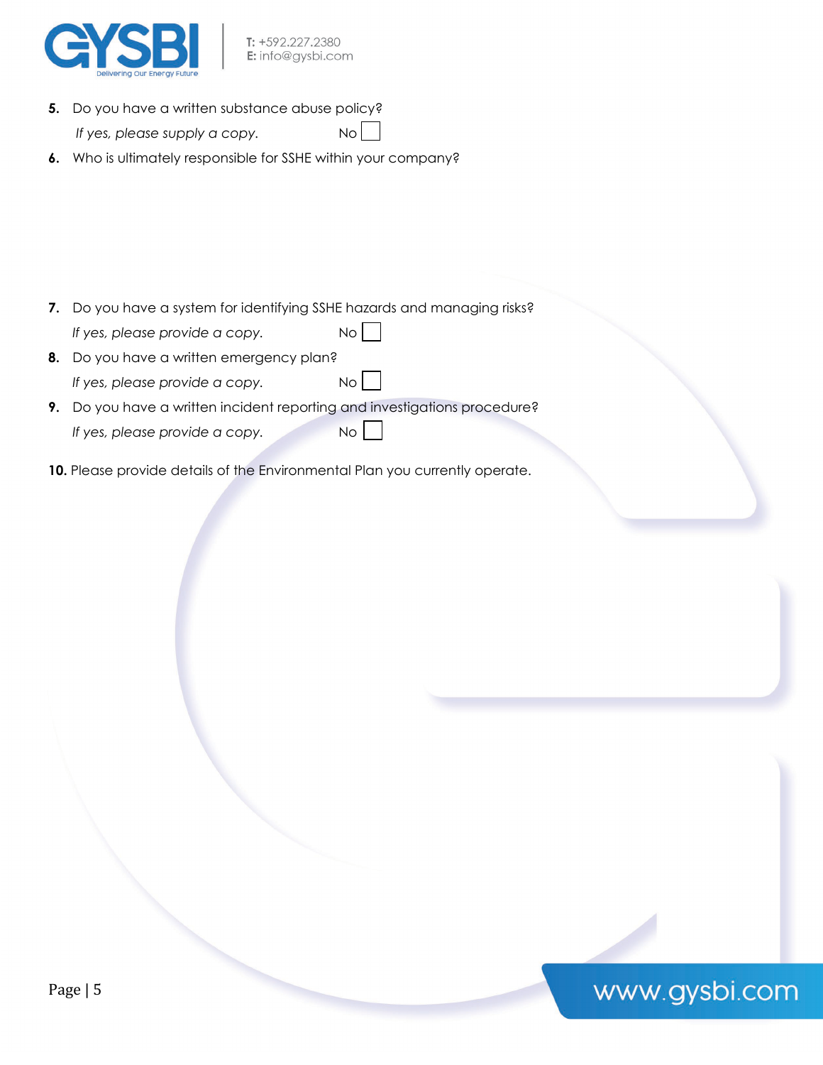5. Do you have a written substance abuse policy?

   *If yes, please supply a copy.* No ☐

6. Who is ultimately responsible for SSHE within your company?

7. Do you have a system for identifying SSHE hazards and managing risks?

   *If yes, please provide a copy.* No ☐

8. Do you have a written emergency plan?

   *If yes, please provide a copy.* No ☐

9. Do you have a written incident reporting and investigations procedure?

   *If yes, please provide a copy.* No ☐

10. Please provide details of the Environmental Plan you currently operate.